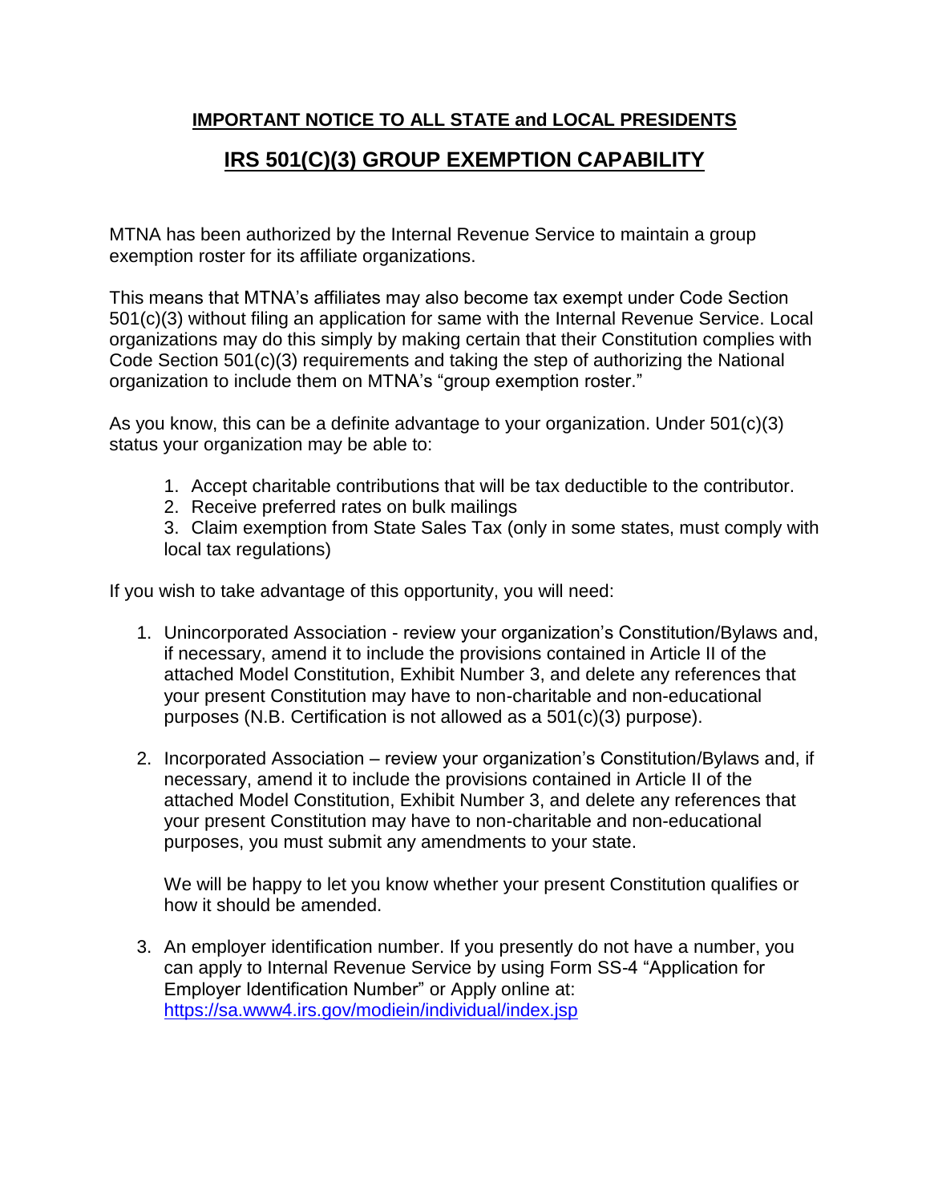**IMPORTANT NOTICE TO ALL STATE and LOCAL PRESIDENTS**

# IRS 501(C)(3) GROUP EXEMPTION CAPABILITY

MTNA has been authorized by the Internal Revenue Service to maintain a group exemption roster for its affiliate organizations.

This means that MTNA's affiliates may also become tax exempt under Code Section 501(c)(3) without filing an application for same with the Internal Revenue Service. Local organizations may do this simply by making certain that their Constitution complies with Code Section 501(c)(3) requirements and taking the step of authorizing the National organization to include them on MTNA's "group exemption roster."

As you know, this can be a definite advantage to your organization. Under 501(c)(3) status your organization may be able to:

1. Accept charitable contributions that will be tax deductible to the contributor.
2. Receive preferred rates on bulk mailings
3. Claim exemption from State Sales Tax (only in some states, must comply with local tax regulations)

If you wish to take advantage of this opportunity, you will need:

1. Unincorporated Association - review your organization's Constitution/Bylaws and, if necessary, amend it to include the provisions contained in Article II of the attached Model Constitution, Exhibit Number 3, and delete any references that your present Constitution may have to non-charitable and non-educational purposes (N.B. Certification is not allowed as a 501(c)(3) purpose).

2. Incorporated Association – review your organization's Constitution/Bylaws and, if necessary, amend it to include the provisions contained in Article II of the attached Model Constitution, Exhibit Number 3, and delete any references that your present Constitution may have to non-charitable and non-educational purposes, you must submit any amendments to your state.

   We will be happy to let you know whether your present Constitution qualifies or how it should be amended.

3. An employer identification number. If you presently do not have a number, you can apply to Internal Revenue Service by using Form SS-4 "Application for Employer Identification Number" or Apply online at: https://sa.www4.irs.gov/modiein/individual/index.jsp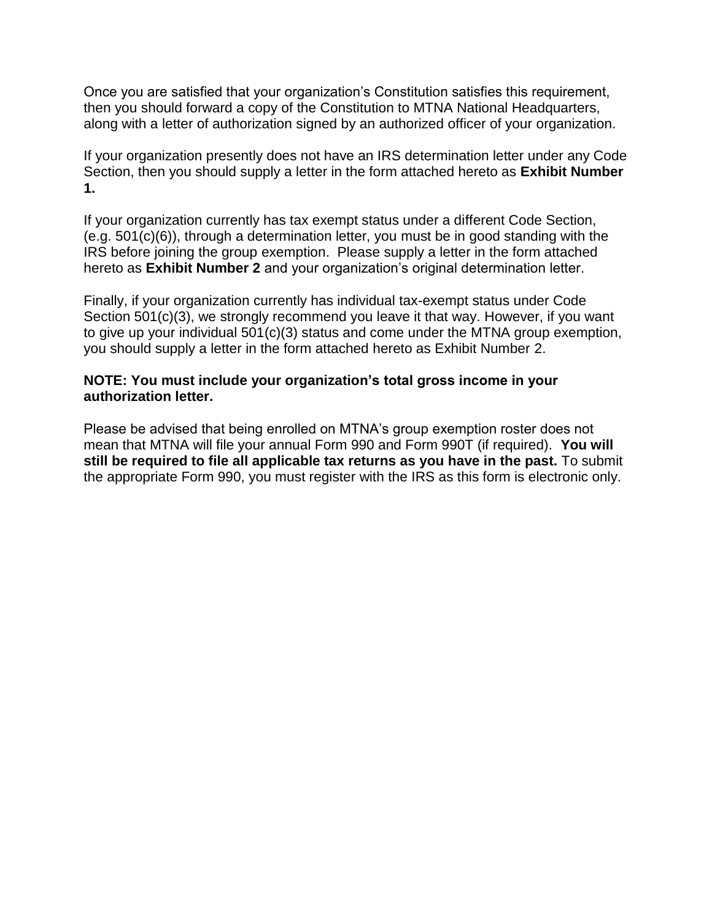Once you are satisfied that your organization's Constitution satisfies this requirement, then you should forward a copy of the Constitution to MTNA National Headquarters, along with a letter of authorization signed by an authorized officer of your organization.

If your organization presently does not have an IRS determination letter under any Code Section, then you should supply a letter in the form attached hereto as **Exhibit Number 1.**

If your organization currently has tax exempt status under a different Code Section, (e.g. 501(c)(6)), through a determination letter, you must be in good standing with the IRS before joining the group exemption. Please supply a letter in the form attached hereto as **Exhibit Number 2** and your organization's original determination letter.

Finally, if your organization currently has individual tax-exempt status under Code Section 501(c)(3), we strongly recommend you leave it that way. However, if you want to give up your individual 501(c)(3) status and come under the MTNA group exemption, you should supply a letter in the form attached hereto as Exhibit Number 2.

**NOTE: You must include your organization's total gross income in your authorization letter.**

Please be advised that being enrolled on MTNA's group exemption roster does not mean that MTNA will file your annual Form 990 and Form 990T (if required). **You will still be required to file all applicable tax returns as you have in the past.** To submit the appropriate Form 990, you must register with the IRS as this form is electronic only.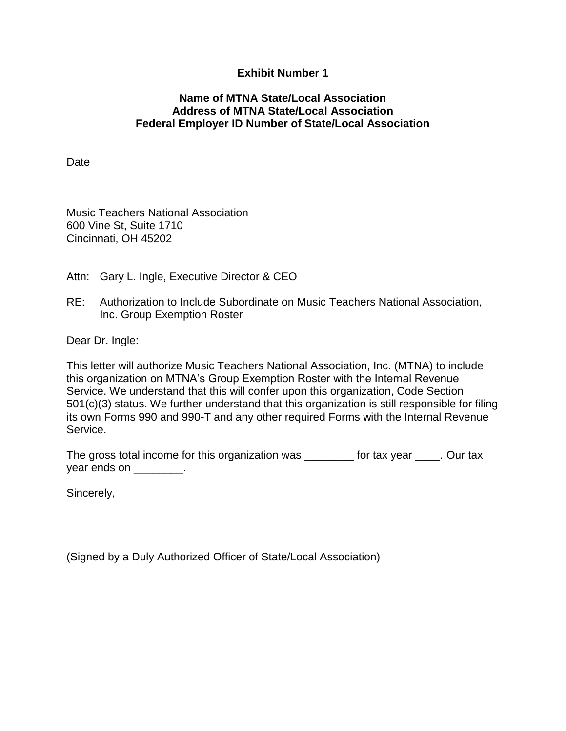**Exhibit Number 1**

**Name of MTNA State/Local Association**
**Address of MTNA State/Local Association**
**Federal Employer ID Number of State/Local Association**

Date

Music Teachers National Association
600 Vine St, Suite 1710
Cincinnati, OH 45202

Attn: Gary L. Ingle, Executive Director & CEO

RE: Authorization to Include Subordinate on Music Teachers National Association, Inc. Group Exemption Roster

Dear Dr. Ingle:

This letter will authorize Music Teachers National Association, Inc. (MTNA) to include this organization on MTNA's Group Exemption Roster with the Internal Revenue Service. We understand that this will confer upon this organization, Code Section 501(c)(3) status. We further understand that this organization is still responsible for filing its own Forms 990 and 990-T and any other required Forms with the Internal Revenue Service.

The gross total income for this organization was ________ for tax year ____. Our tax year ends on ________.

Sincerely,

(Signed by a Duly Authorized Officer of State/Local Association)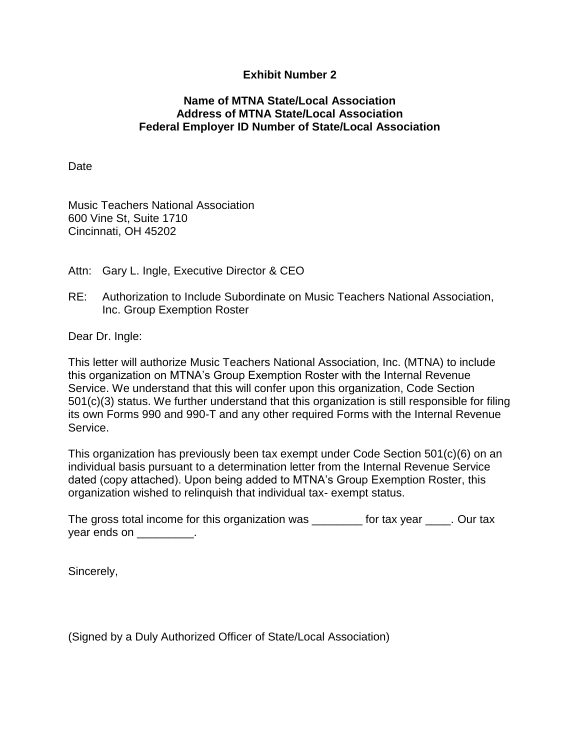**Exhibit Number 2**

**Name of MTNA State/Local Association**
**Address of MTNA State/Local Association**
**Federal Employer ID Number of State/Local Association**

Date

Music Teachers National Association
600 Vine St, Suite 1710
Cincinnati, OH 45202

Attn: Gary L. Ingle, Executive Director & CEO

RE: Authorization to Include Subordinate on Music Teachers National Association, Inc. Group Exemption Roster

Dear Dr. Ingle:

This letter will authorize Music Teachers National Association, Inc. (MTNA) to include this organization on MTNA's Group Exemption Roster with the Internal Revenue Service. We understand that this will confer upon this organization, Code Section 501(c)(3) status. We further understand that this organization is still responsible for filing its own Forms 990 and 990-T and any other required Forms with the Internal Revenue Service.

This organization has previously been tax exempt under Code Section 501(c)(6) on an individual basis pursuant to a determination letter from the Internal Revenue Service dated (copy attached). Upon being added to MTNA's Group Exemption Roster, this organization wished to relinquish that individual tax- exempt status.

The gross total income for this organization was ________ for tax year ____. Our tax year ends on _________.

Sincerely,

(Signed by a Duly Authorized Officer of State/Local Association)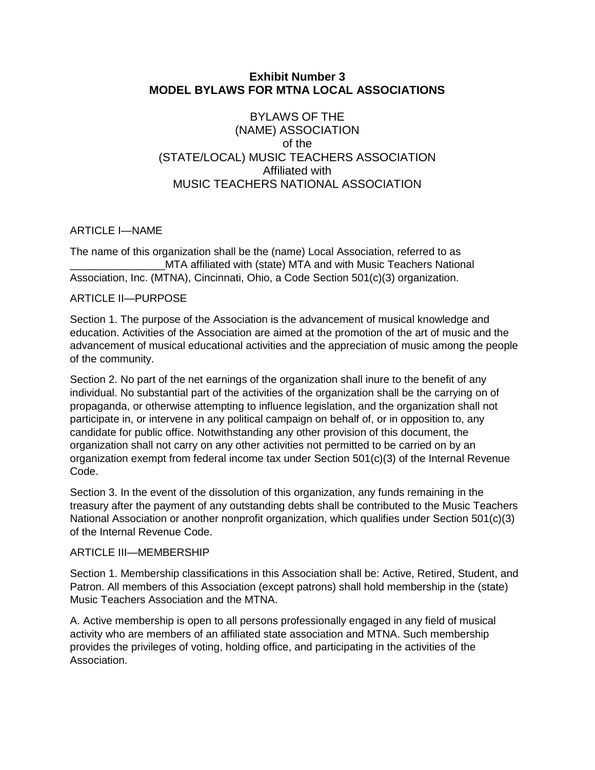**Exhibit Number 3**
**MODEL BYLAWS FOR MTNA LOCAL ASSOCIATIONS**

BYLAWS OF THE
(NAME) ASSOCIATION
of the
(STATE/LOCAL) MUSIC TEACHERS ASSOCIATION
Affiliated with
MUSIC TEACHERS NATIONAL ASSOCIATION

ARTICLE I—NAME

The name of this organization shall be the (name) Local Association, referred to as ________________MTA affiliated with (state) MTA and with Music Teachers National Association, Inc. (MTNA), Cincinnati, Ohio, a Code Section 501(c)(3) organization.

ARTICLE II—PURPOSE

Section 1. The purpose of the Association is the advancement of musical knowledge and education. Activities of the Association are aimed at the promotion of the art of music and the advancement of musical educational activities and the appreciation of music among the people of the community.

Section 2. No part of the net earnings of the organization shall inure to the benefit of any individual. No substantial part of the activities of the organization shall be the carrying on of propaganda, or otherwise attempting to influence legislation, and the organization shall not participate in, or intervene in any political campaign on behalf of, or in opposition to, any candidate for public office. Notwithstanding any other provision of this document, the organization shall not carry on any other activities not permitted to be carried on by an organization exempt from federal income tax under Section 501(c)(3) of the Internal Revenue Code.

Section 3. In the event of the dissolution of this organization, any funds remaining in the treasury after the payment of any outstanding debts shall be contributed to the Music Teachers National Association or another nonprofit organization, which qualifies under Section 501(c)(3) of the Internal Revenue Code.

ARTICLE III—MEMBERSHIP

Section 1. Membership classifications in this Association shall be: Active, Retired, Student, and Patron. All members of this Association (except patrons) shall hold membership in the (state) Music Teachers Association and the MTNA.

A. Active membership is open to all persons professionally engaged in any field of musical activity who are members of an affiliated state association and MTNA. Such membership provides the privileges of voting, holding office, and participating in the activities of the Association.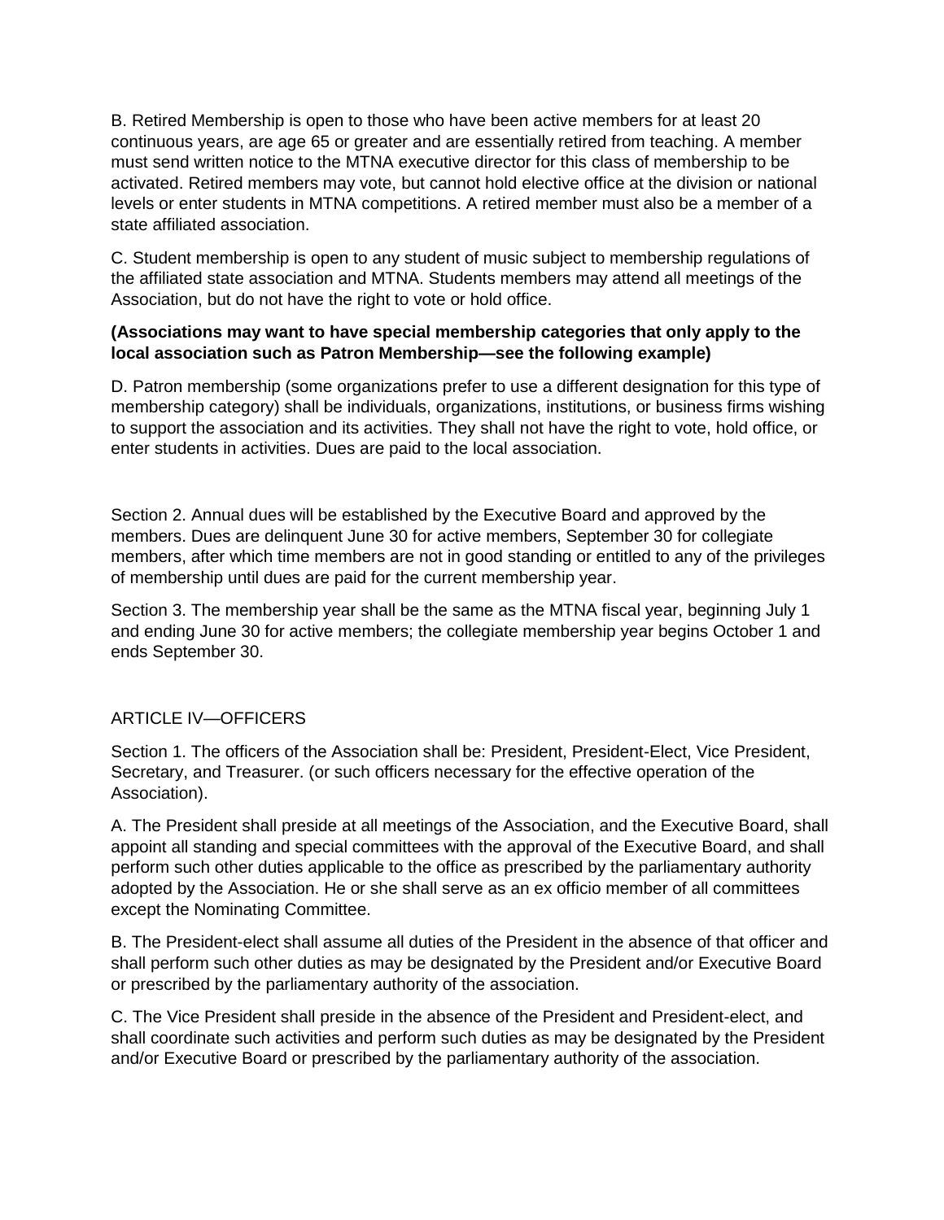B. Retired Membership is open to those who have been active members for at least 20 continuous years, are age 65 or greater and are essentially retired from teaching. A member must send written notice to the MTNA executive director for this class of membership to be activated. Retired members may vote, but cannot hold elective office at the division or national levels or enter students in MTNA competitions. A retired member must also be a member of a state affiliated association.

C. Student membership is open to any student of music subject to membership regulations of the affiliated state association and MTNA. Students members may attend all meetings of the Association, but do not have the right to vote or hold office.

**(Associations may want to have special membership categories that only apply to the local association such as Patron Membership—see the following example)**

D. Patron membership (some organizations prefer to use a different designation for this type of membership category) shall be individuals, organizations, institutions, or business firms wishing to support the association and its activities. They shall not have the right to vote, hold office, or enter students in activities. Dues are paid to the local association.

Section 2. Annual dues will be established by the Executive Board and approved by the members. Dues are delinquent June 30 for active members, September 30 for collegiate members, after which time members are not in good standing or entitled to any of the privileges of membership until dues are paid for the current membership year.

Section 3. The membership year shall be the same as the MTNA fiscal year, beginning July 1 and ending June 30 for active members; the collegiate membership year begins October 1 and ends September 30.

## ARTICLE IV—OFFICERS

Section 1. The officers of the Association shall be: President, President-Elect, Vice President, Secretary, and Treasurer. (or such officers necessary for the effective operation of the Association).

A. The President shall preside at all meetings of the Association, and the Executive Board, shall appoint all standing and special committees with the approval of the Executive Board, and shall perform such other duties applicable to the office as prescribed by the parliamentary authority adopted by the Association. He or she shall serve as an ex officio member of all committees except the Nominating Committee.

B. The President-elect shall assume all duties of the President in the absence of that officer and shall perform such other duties as may be designated by the President and/or Executive Board or prescribed by the parliamentary authority of the association.

C. The Vice President shall preside in the absence of the President and President-elect, and shall coordinate such activities and perform such duties as may be designated by the President and/or Executive Board or prescribed by the parliamentary authority of the association.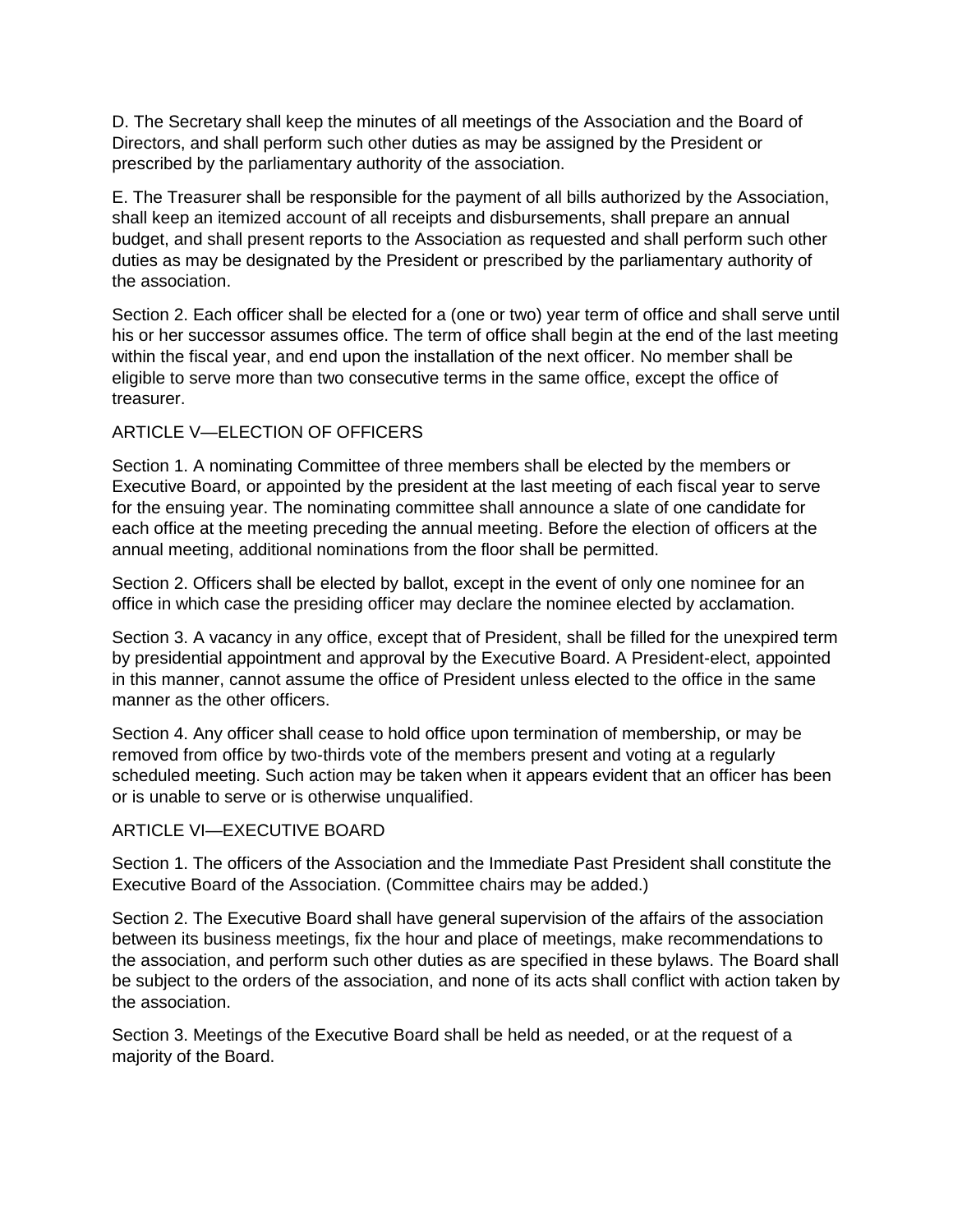D. The Secretary shall keep the minutes of all meetings of the Association and the Board of Directors, and shall perform such other duties as may be assigned by the President or prescribed by the parliamentary authority of the association.

E. The Treasurer shall be responsible for the payment of all bills authorized by the Association, shall keep an itemized account of all receipts and disbursements, shall prepare an annual budget, and shall present reports to the Association as requested and shall perform such other duties as may be designated by the President or prescribed by the parliamentary authority of the association.

Section 2. Each officer shall be elected for a (one or two) year term of office and shall serve until his or her successor assumes office. The term of office shall begin at the end of the last meeting within the fiscal year, and end upon the installation of the next officer. No member shall be eligible to serve more than two consecutive terms in the same office, except the office of treasurer.

## ARTICLE V—ELECTION OF OFFICERS

Section 1. A nominating Committee of three members shall be elected by the members or Executive Board, or appointed by the president at the last meeting of each fiscal year to serve for the ensuing year. The nominating committee shall announce a slate of one candidate for each office at the meeting preceding the annual meeting. Before the election of officers at the annual meeting, additional nominations from the floor shall be permitted.

Section 2. Officers shall be elected by ballot, except in the event of only one nominee for an office in which case the presiding officer may declare the nominee elected by acclamation.

Section 3. A vacancy in any office, except that of President, shall be filled for the unexpired term by presidential appointment and approval by the Executive Board. A President-elect, appointed in this manner, cannot assume the office of President unless elected to the office in the same manner as the other officers.

Section 4. Any officer shall cease to hold office upon termination of membership, or may be removed from office by two-thirds vote of the members present and voting at a regularly scheduled meeting. Such action may be taken when it appears evident that an officer has been or is unable to serve or is otherwise unqualified.

## ARTICLE VI—EXECUTIVE BOARD

Section 1. The officers of the Association and the Immediate Past President shall constitute the Executive Board of the Association. (Committee chairs may be added.)

Section 2. The Executive Board shall have general supervision of the affairs of the association between its business meetings, fix the hour and place of meetings, make recommendations to the association, and perform such other duties as are specified in these bylaws. The Board shall be subject to the orders of the association, and none of its acts shall conflict with action taken by the association.

Section 3. Meetings of the Executive Board shall be held as needed, or at the request of a majority of the Board.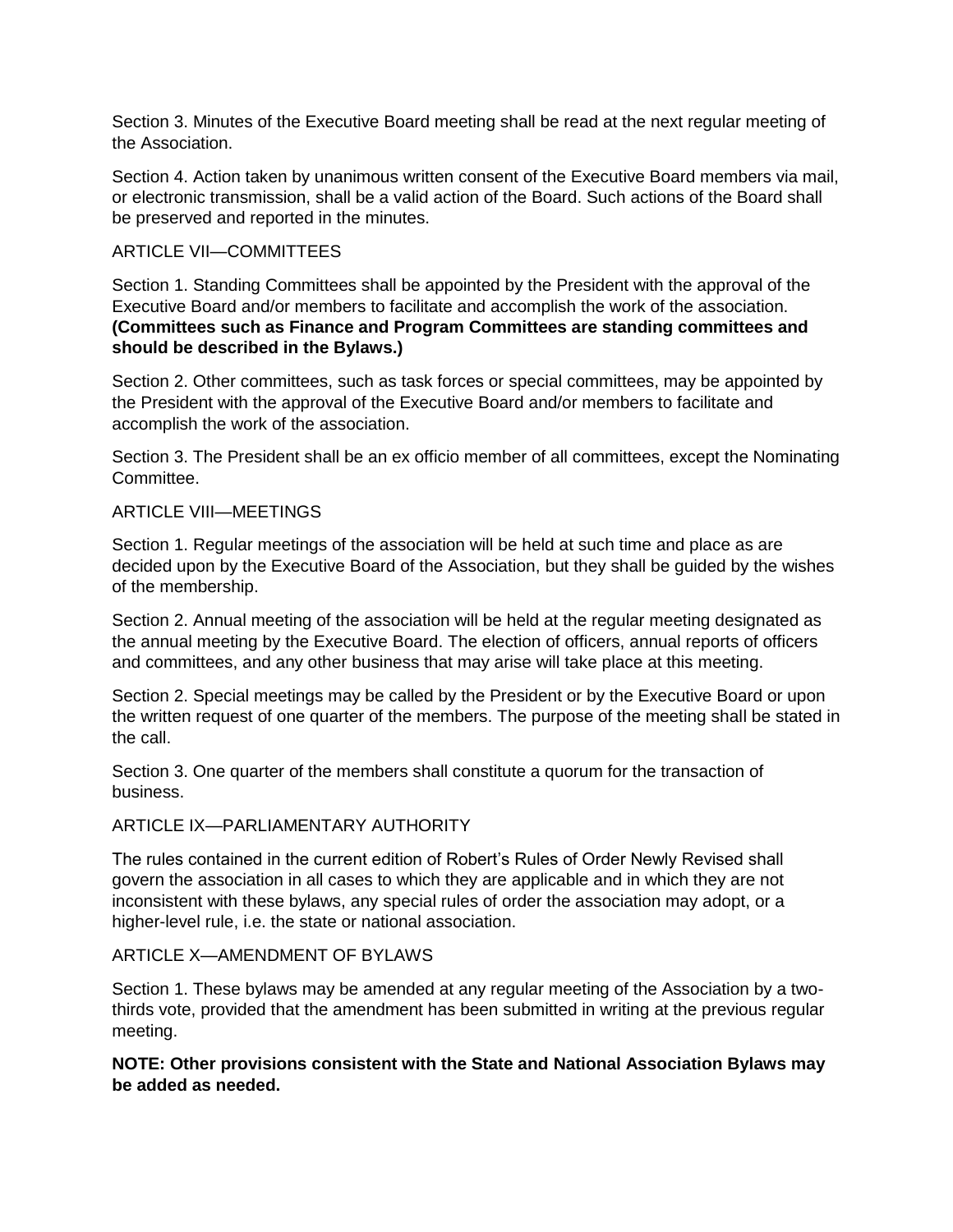Section 3. Minutes of the Executive Board meeting shall be read at the next regular meeting of the Association.

Section 4. Action taken by unanimous written consent of the Executive Board members via mail, or electronic transmission, shall be a valid action of the Board. Such actions of the Board shall be preserved and reported in the minutes.

## ARTICLE VII—COMMITTEES

Section 1. Standing Committees shall be appointed by the President with the approval of the Executive Board and/or members to facilitate and accomplish the work of the association. **(Committees such as Finance and Program Committees are standing committees and should be described in the Bylaws.)**

Section 2. Other committees, such as task forces or special committees, may be appointed by the President with the approval of the Executive Board and/or members to facilitate and accomplish the work of the association.

Section 3. The President shall be an ex officio member of all committees, except the Nominating Committee.

## ARTICLE VIII—MEETINGS

Section 1. Regular meetings of the association will be held at such time and place as are decided upon by the Executive Board of the Association, but they shall be guided by the wishes of the membership.

Section 2. Annual meeting of the association will be held at the regular meeting designated as the annual meeting by the Executive Board. The election of officers, annual reports of officers and committees, and any other business that may arise will take place at this meeting.

Section 2. Special meetings may be called by the President or by the Executive Board or upon the written request of one quarter of the members. The purpose of the meeting shall be stated in the call.

Section 3. One quarter of the members shall constitute a quorum for the transaction of business.

## ARTICLE IX—PARLIAMENTARY AUTHORITY

The rules contained in the current edition of Robert's Rules of Order Newly Revised shall govern the association in all cases to which they are applicable and in which they are not inconsistent with these bylaws, any special rules of order the association may adopt, or a higher-level rule, i.e. the state or national association.

## ARTICLE X—AMENDMENT OF BYLAWS

Section 1. These bylaws may be amended at any regular meeting of the Association by a two-thirds vote, provided that the amendment has been submitted in writing at the previous regular meeting.

**NOTE: Other provisions consistent with the State and National Association Bylaws may be added as needed.**